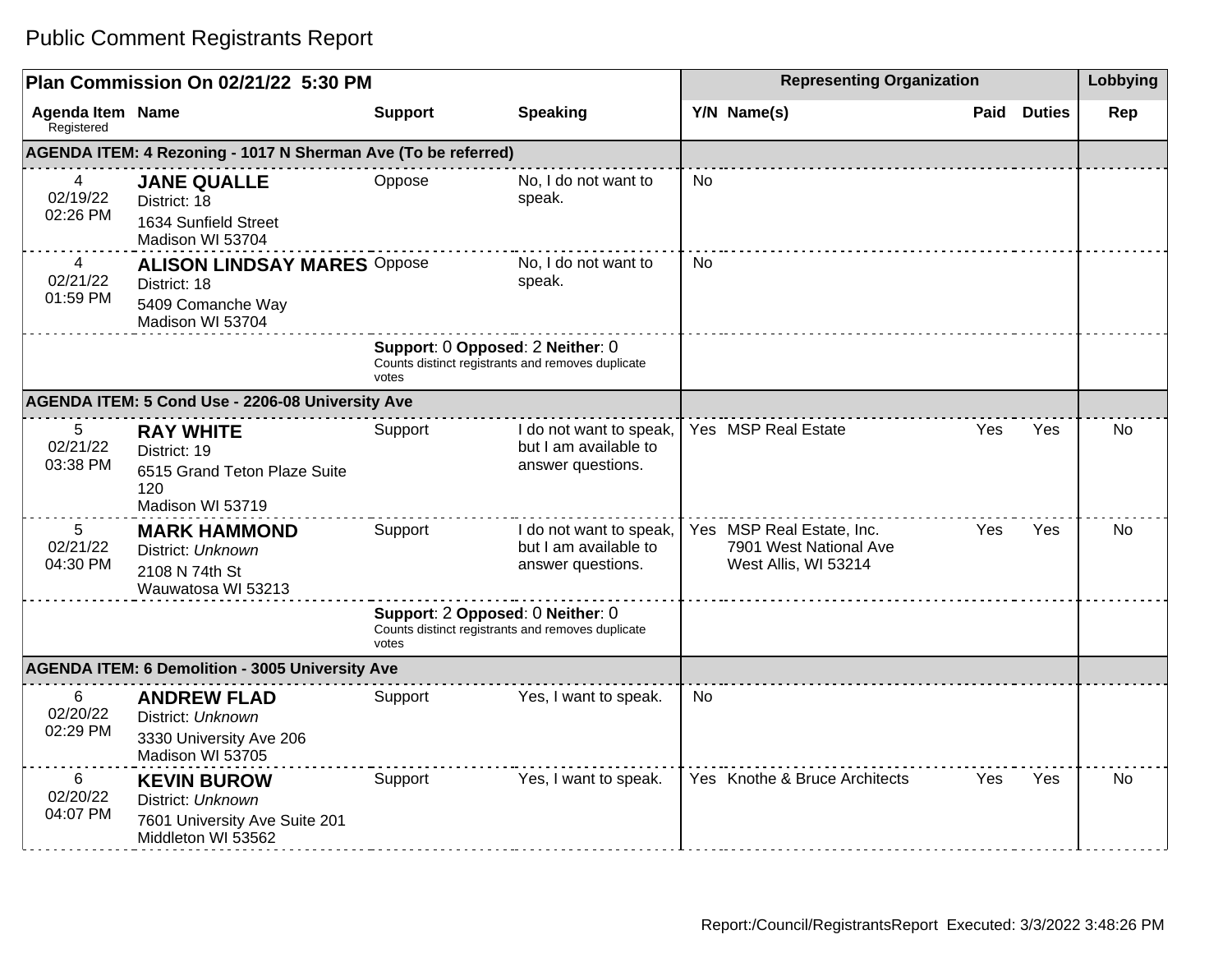# Public Comment Registrants Report

| Plan Commission On 02/21/22 5:30 PM | | | | Representing Organization | | | | Lobbying |
|---|---|---|---|---|---|---|---|---|
| **Agenda Item** Registered | **Name** | **Support** | **Speaking** | **Y/N** | **Name(s)** | **Paid** | **Duties** | **Rep** |
| **AGENDA ITEM: 4 Rezoning - 1017 N Sherman Ave (To be referred)** | | | | | | | | |
| 4 02/19/22 02:26 PM | **JANE QUALLE** District: 18 1634 Sunfield Street Madison WI 53704 | Oppose | No, I do not want to speak. | No | | | | |
| 4 02/21/22 01:59 PM | **ALISON LINDSAY MARES** District: 18 5409 Comanche Way Madison WI 53704 | Oppose | No, I do not want to speak. | No | | | | |
| | | **Support**: 0 **Opposed**: 2 **Neither**: 0 Counts distinct registrants and removes duplicate votes | | | | | | |
| **AGENDA ITEM: 5 Cond Use - 2206-08 University Ave** | | | | | | | | |
| 5 02/21/22 03:38 PM | **RAY WHITE** District: 19 6515 Grand Teton Plaze Suite 120 Madison WI 53719 | Support | I do not want to speak, but I am available to answer questions. | Yes | MSP Real Estate | Yes | Yes | No |
| 5 02/21/22 04:30 PM | **MARK HAMMOND** District: *Unknown* 2108 N 74th St Wauwatosa WI 53213 | Support | I do not want to speak, but I am available to answer questions. | Yes | MSP Real Estate, Inc. 7901 West National Ave West Allis, WI 53214 | Yes | Yes | No |
| | | **Support**: 2 **Opposed**: 0 **Neither**: 0 Counts distinct registrants and removes duplicate votes | | | | | | |
| **AGENDA ITEM: 6 Demolition - 3005 University Ave** | | | | | | | | |
| 6 02/20/22 02:29 PM | **ANDREW FLAD** District: *Unknown* 3330 University Ave 206 Madison WI 53705 | Support | Yes, I want to speak. | No | | | | |
| 6 02/20/22 04:07 PM | **KEVIN BUROW** District: *Unknown* 7601 University Ave Suite 201 Middleton WI 53562 | Support | Yes, I want to speak. | Yes | Knothe & Bruce Architects | Yes | Yes | No |

Report:/Council/RegistrantsReport Executed: 3/3/2022 3:48:26 PM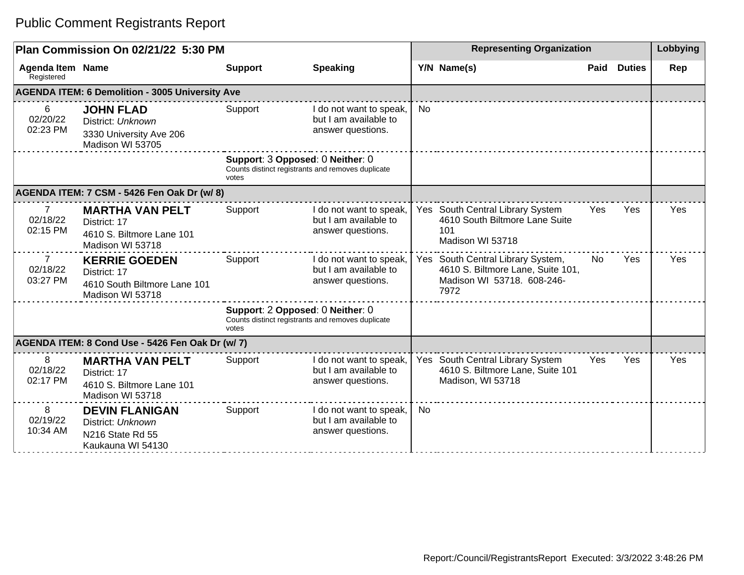# Public Comment Registrants Report

| Plan Commission On 02/21/22 5:30 PM | | | | Representing Organization | | | | Lobbying |
|---|---|---|---|---|---|---|---|---|
| Agenda Item Registered | Name | Support | Speaking | Y/N | Name(s) | Paid | Duties | Rep |
| **AGENDA ITEM: 6 Demolition - 3005 University Ave** | | | | | | | | |
| 6 02/20/22 02:23 PM | **JOHN FLAD** District: *Unknown* 3330 University Ave 206 Madison WI 53705 | Support | I do not want to speak, but I am available to answer questions. | No | | | | |
| | | **Support**: 3 **Opposed**: 0 **Neither**: 0 Counts distinct registrants and removes duplicate votes | | | | | | |
| **AGENDA ITEM: 7 CSM - 5426 Fen Oak Dr (w/ 8)** | | | | | | | | |
| 7 02/18/22 02:15 PM | **MARTHA VAN PELT** District: 17 4610 S. Biltmore Lane 101 Madison WI 53718 | Support | I do not want to speak, but I am available to answer questions. | Yes | South Central Library System 4610 South Biltmore Lane Suite 101 Madison WI 53718 | Yes | Yes | Yes |
| 7 02/18/22 03:27 PM | **KERRIE GOEDEN** District: 17 4610 South Biltmore Lane 101 Madison WI 53718 | Support | I do not want to speak, but I am available to answer questions. | Yes | South Central Library System, 4610 S. Biltmore Lane, Suite 101, Madison WI 53718. 608-246-7972 | No | Yes | Yes |
| | | **Support**: 2 **Opposed**: 0 **Neither**: 0 Counts distinct registrants and removes duplicate votes | | | | | | |
| **AGENDA ITEM: 8 Cond Use - 5426 Fen Oak Dr (w/ 7)** | | | | | | | | |
| 8 02/18/22 02:17 PM | **MARTHA VAN PELT** District: 17 4610 S. Biltmore Lane 101 Madison WI 53718 | Support | I do not want to speak, but I am available to answer questions. | Yes | South Central Library System 4610 S. Biltmore Lane, Suite 101 Madison, WI 53718 | Yes | Yes | Yes |
| 8 02/19/22 10:34 AM | **DEVIN FLANIGAN** District: *Unknown* N216 State Rd 55 Kaukauna WI 54130 | Support | I do not want to speak, but I am available to answer questions. | No | | | | |

Report:/Council/RegistrantsReport Executed: 3/3/2022 3:48:26 PM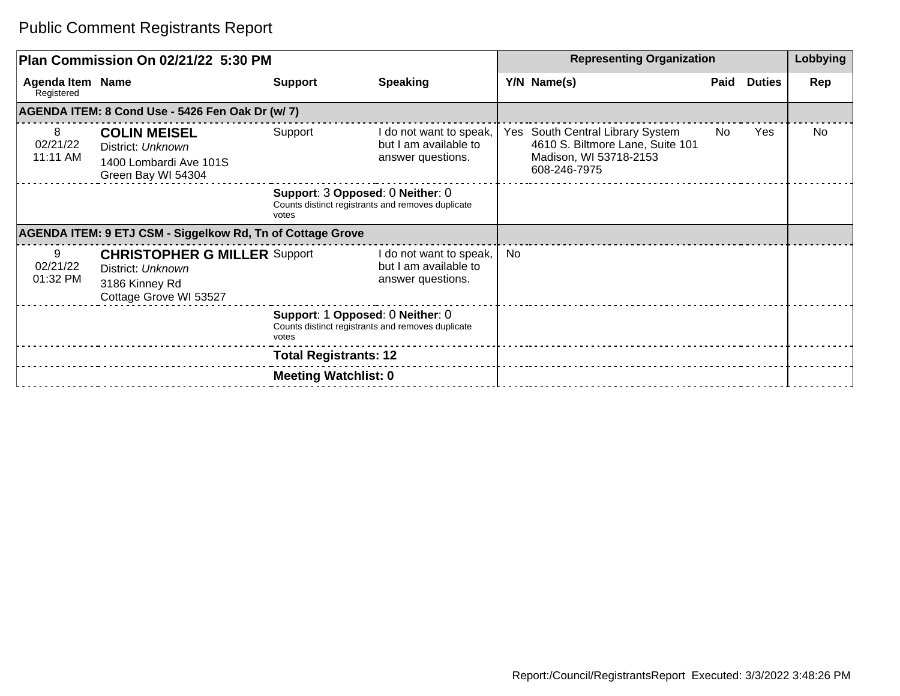# Public Comment Registrants Report

| Plan Commission On 02/21/22 5:30 PM | | | | Representing Organization | | | | Lobbying |
|---|---|---|---|---|---|---|---|---|
| Agenda Item Registered | Name | Support | Speaking | Y/N | Name(s) | Paid | Duties | Rep |
| **AGENDA ITEM: 8 Cond Use - 5426 Fen Oak Dr (w/ 7)** | | | | | | | | |
| 8 02/21/22 11:11 AM | **COLIN MEISEL** District: *Unknown* 1400 Lombardi Ave 101S Green Bay WI 54304 | Support | I do not want to speak, but I am available to answer questions. | Yes | South Central Library System 4610 S. Biltmore Lane, Suite 101 Madison, WI 53718-2153 608-246-7975 | No | Yes | No |
| | | **Support**: 3 **Opposed**: 0 **Neither**: 0 Counts distinct registrants and removes duplicate votes | | | | | | |
| **AGENDA ITEM: 9 ETJ CSM - Siggelkow Rd, Tn of Cottage Grove** | | | | | | | | |
| 9 02/21/22 01:32 PM | **CHRISTOPHER G MILLER** District: *Unknown* 3186 Kinney Rd Cottage Grove WI 53527 | Support | I do not want to speak, but I am available to answer questions. | No | | | | |
| | | **Support**: 1 **Opposed**: 0 **Neither**: 0 Counts distinct registrants and removes duplicate votes | | | | | | |
| | | **Total Registrants: 12** | | | | | | |
| | | **Meeting Watchlist: 0** | | | | | | |

Report:/Council/RegistrantsReport Executed: 3/3/2022 3:48:26 PM